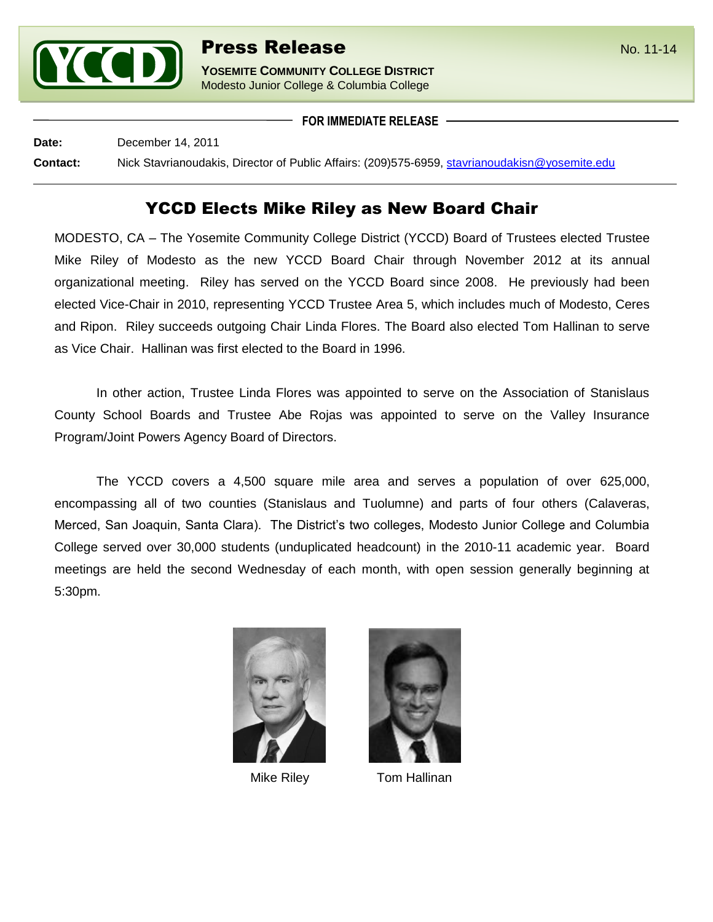# Press Release

**YOSEMITE COMMUNITY COLLEGE DISTRICT**
Modesto Junior College & Columbia College

No. 11-14

**FOR IMMEDIATE RELEASE**

**Date:** December 14, 2011

**Contact:** Nick Stavrianoudakis, Director of Public Affairs: (209)575-6959, stavrianoudakisn@yosemite.edu

## YCCD Elects Mike Riley as New Board Chair

MODESTO, CA – The Yosemite Community College District (YCCD) Board of Trustees elected Trustee Mike Riley of Modesto as the new YCCD Board Chair through November 2012 at its annual organizational meeting. Riley has served on the YCCD Board since 2008. He previously had been elected Vice-Chair in 2010, representing YCCD Trustee Area 5, which includes much of Modesto, Ceres and Ripon. Riley succeeds outgoing Chair Linda Flores. The Board also elected Tom Hallinan to serve as Vice Chair. Hallinan was first elected to the Board in 1996.

In other action, Trustee Linda Flores was appointed to serve on the Association of Stanislaus County School Boards and Trustee Abe Rojas was appointed to serve on the Valley Insurance Program/Joint Powers Agency Board of Directors.

The YCCD covers a 4,500 square mile area and serves a population of over 625,000, encompassing all of two counties (Stanislaus and Tuolumne) and parts of four others (Calaveras, Merced, San Joaquin, Santa Clara). The District's two colleges, Modesto Junior College and Columbia College served over 30,000 students (unduplicated headcount) in the 2010-11 academic year. Board meetings are held the second Wednesday of each month, with open session generally beginning at 5:30pm.

Mike Riley

Tom Hallinan